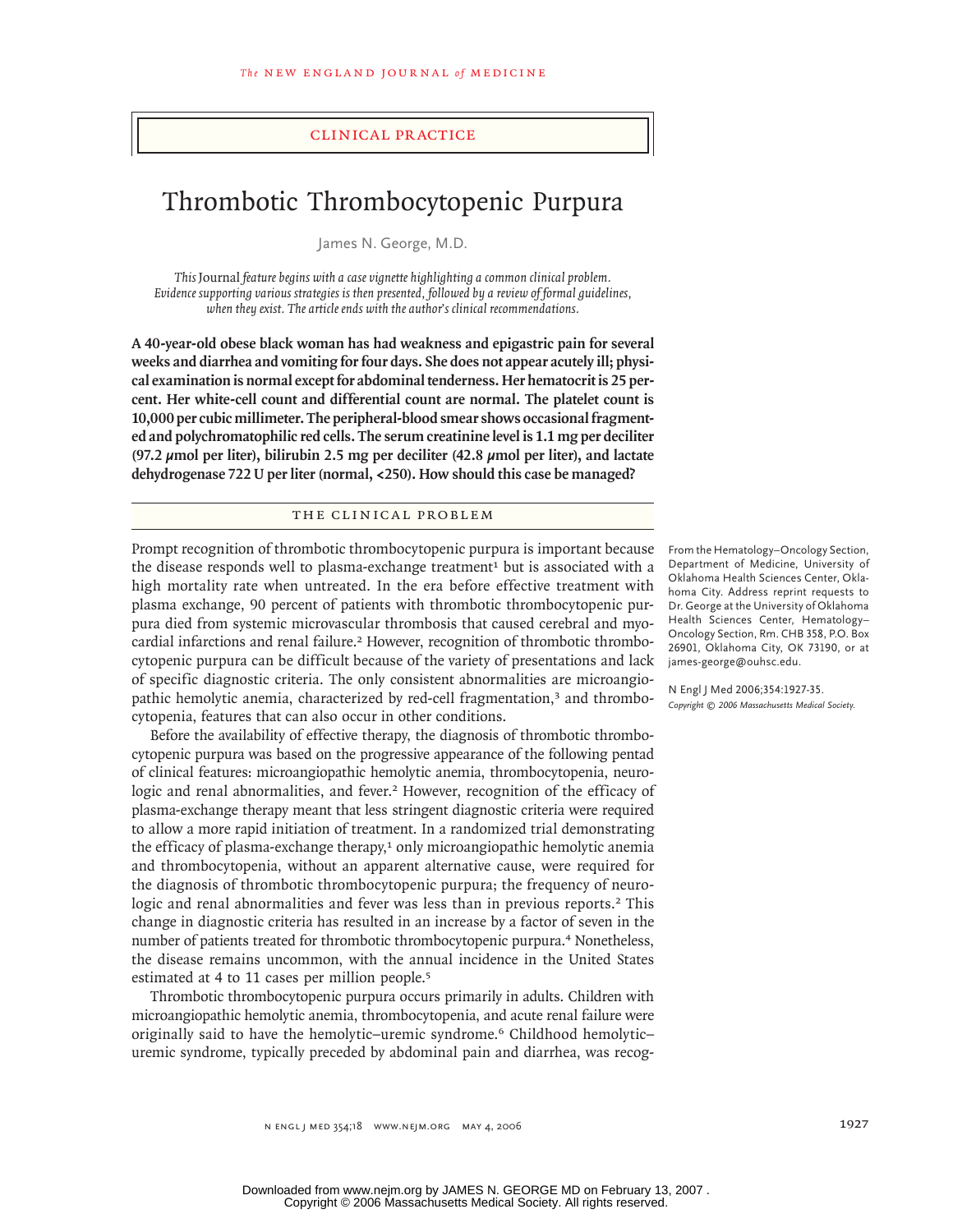CLINICAL PRACTICE

# Thrombotic Thrombocytopenic Purpura

James N. George, M.D.

*This* Journal *feature begins with a case vignette highlighting a common clinical problem. Evidence supporting various strategies is then presented, followed by a review of formal guidelines, when they exist. The article ends with the author's clinical recommendations.*

**A 40-year-old obese black woman has had weakness and epigastric pain for several weeks and diarrhea and vomiting for four days. She does not appear acutely ill; physical examination is normal except for abdominal tenderness. Her hematocrit is 25 percent. Her white-cell count and differential count are normal. The platelet count is 10,000 per cubic millimeter. The peripheral-blood smear shows occasional fragmented and polychromatophilic red cells. The serum creatinine level is 1.1 mg per deciliter (97.2 μmol per liter), bilirubin 2.5 mg per deciliter (42.8 μmol per liter), and lactate dehydrogenase 722 U per liter (normal, <250). How should this case be managed?**

## THE CLINICAL PROBLEM

Prompt recognition of thrombotic thrombocytopenic purpura is important because the disease responds well to plasma-exchange treatment[1] but is associated with a high mortality rate when untreated. In the era before effective treatment with plasma exchange, 90 percent of patients with thrombotic thrombocytopenic purpura died from systemic microvascular thrombosis that caused cerebral and myocardial infarctions and renal failure.[2] However, recognition of thrombotic thrombocytopenic purpura can be difficult because of the variety of presentations and lack of specific diagnostic criteria. The only consistent abnormalities are microangiopathic hemolytic anemia, characterized by red-cell fragmentation,[3] and thrombocytopenia, features that can also occur in other conditions.

Before the availability of effective therapy, the diagnosis of thrombotic thrombocytopenic purpura was based on the progressive appearance of the following pentad of clinical features: microangiopathic hemolytic anemia, thrombocytopenia, neurologic and renal abnormalities, and fever.[2] However, recognition of the efficacy of plasma-exchange therapy meant that less stringent diagnostic criteria were required to allow a more rapid initiation of treatment. In a randomized trial demonstrating the efficacy of plasma-exchange therapy,[1] only microangiopathic hemolytic anemia and thrombocytopenia, without an apparent alternative cause, were required for the diagnosis of thrombotic thrombocytopenic purpura; the frequency of neurologic and renal abnormalities and fever was less than in previous reports.[2] This change in diagnostic criteria has resulted in an increase by a factor of seven in the number of patients treated for thrombotic thrombocytopenic purpura.[4] Nonetheless, the disease remains uncommon, with the annual incidence in the United States estimated at 4 to 11 cases per million people.[5]

Thrombotic thrombocytopenic purpura occurs primarily in adults. Children with microangiopathic hemolytic anemia, thrombocytopenia, and acute renal failure were originally said to have the hemolytic–uremic syndrome.[6] Childhood hemolytic–uremic syndrome, typically preceded by abdominal pain and diarrhea, was recog-

From the Hematology–Oncology Section, Department of Medicine, University of Oklahoma Health Sciences Center, Oklahoma City. Address reprint requests to Dr. George at the University of Oklahoma Health Sciences Center, Hematology–Oncology Section, Rm. CHB 358, P.O. Box 26901, Oklahoma City, OK 73190, or at james-george@ouhsc.edu.

N Engl J Med 2006;354:1927-35.
*Copyright © 2006 Massachusetts Medical Society.*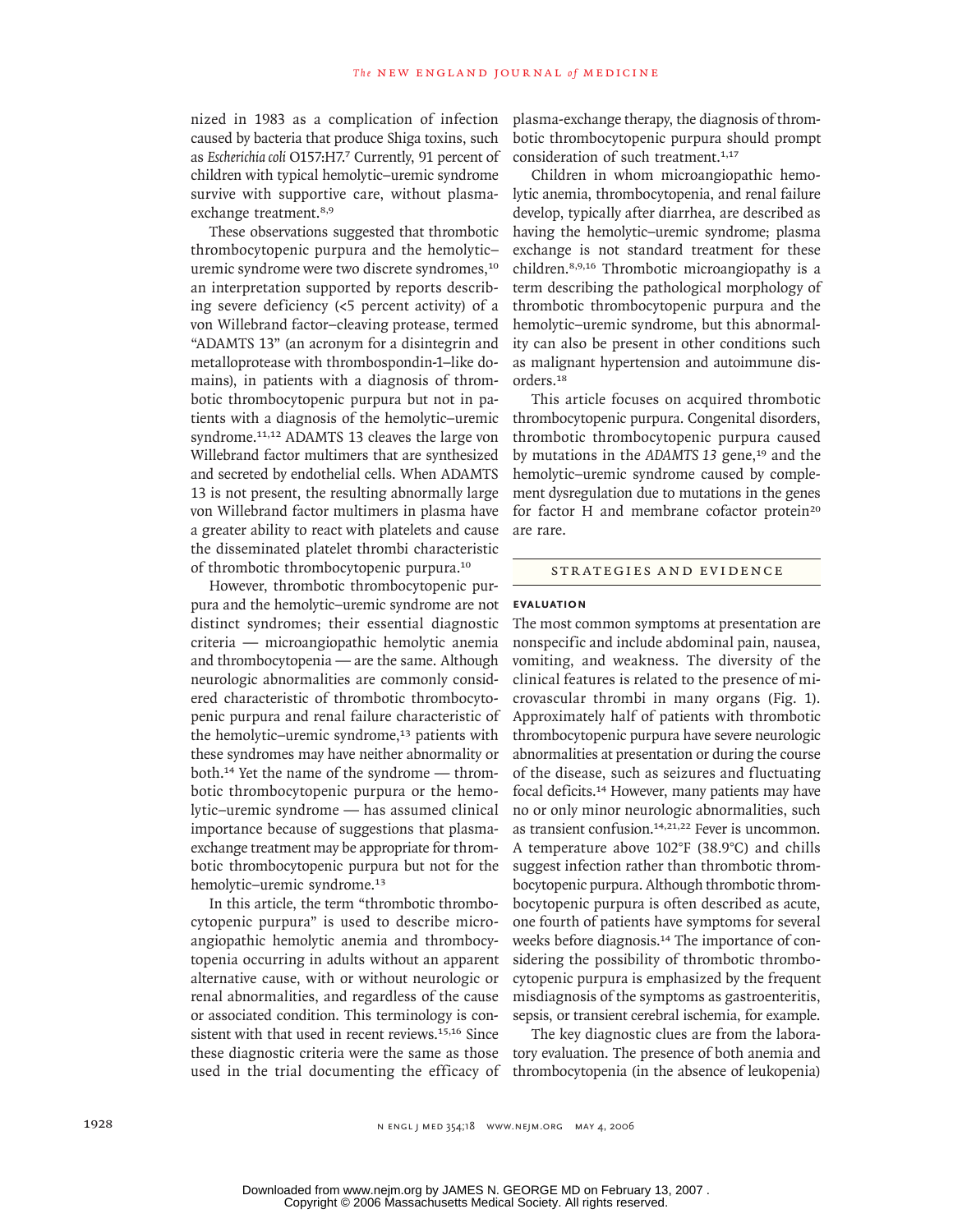nized in 1983 as a complication of infection caused by bacteria that produce Shiga toxins, such as *Escherichia coli* O157:H7.[7] Currently, 91 percent of children with typical hemolytic–uremic syndrome survive with supportive care, without plasma-exchange treatment.[8,9]

These observations suggested that thrombotic thrombocytopenic purpura and the hemolytic–uremic syndrome were two discrete syndromes,[10] an interpretation supported by reports describing severe deficiency (<5 percent activity) of a von Willebrand factor–cleaving protease, termed "ADAMTS 13" (an acronym for a disintegrin and metalloprotease with thrombospondin-1–like domains), in patients with a diagnosis of thrombotic thrombocytopenic purpura but not in patients with a diagnosis of the hemolytic–uremic syndrome.[11,12] ADAMTS 13 cleaves the large von Willebrand factor multimers that are synthesized and secreted by endothelial cells. When ADAMTS 13 is not present, the resulting abnormally large von Willebrand factor multimers in plasma have a greater ability to react with platelets and cause the disseminated platelet thrombi characteristic of thrombotic thrombocytopenic purpura.[10]

However, thrombotic thrombocytopenic purpura and the hemolytic–uremic syndrome are not distinct syndromes; their essential diagnostic criteria — microangiopathic hemolytic anemia and thrombocytopenia — are the same. Although neurologic abnormalities are commonly considered characteristic of thrombotic thrombocytopenic purpura and renal failure characteristic of the hemolytic–uremic syndrome,[13] patients with these syndromes may have neither abnormality or both.[14] Yet the name of the syndrome — thrombotic thrombocytopenic purpura or the hemolytic–uremic syndrome — has assumed clinical importance because of suggestions that plasma-exchange treatment may be appropriate for thrombotic thrombocytopenic purpura but not for the hemolytic–uremic syndrome.[13]

In this article, the term "thrombotic thrombocytopenic purpura" is used to describe microangiopathic hemolytic anemia and thrombocytopenia occurring in adults without an apparent alternative cause, with or without neurologic or renal abnormalities, and regardless of the cause or associated condition. This terminology is consistent with that used in recent reviews.[15,16] Since these diagnostic criteria were the same as those used in the trial documenting the efficacy of plasma-exchange therapy, the diagnosis of thrombotic thrombocytopenic purpura should prompt consideration of such treatment.[1,17]

Children in whom microangiopathic hemolytic anemia, thrombocytopenia, and renal failure develop, typically after diarrhea, are described as having the hemolytic–uremic syndrome; plasma exchange is not standard treatment for these children.[8,9,16] Thrombotic microangiopathy is a term describing the pathological morphology of thrombotic thrombocytopenic purpura and the hemolytic–uremic syndrome, but this abnormality can also be present in other conditions such as malignant hypertension and autoimmune disorders.[18]

This article focuses on acquired thrombotic thrombocytopenic purpura. Congenital disorders, thrombotic thrombocytopenic purpura caused by mutations in the *ADAMTS 13* gene,[19] and the hemolytic–uremic syndrome caused by complement dysregulation due to mutations in the genes for factor H and membrane cofactor protein[20] are rare.

## STRATEGIES AND EVIDENCE

### EVALUATION

The most common symptoms at presentation are nonspecific and include abdominal pain, nausea, vomiting, and weakness. The diversity of the clinical features is related to the presence of microvascular thrombi in many organs (Fig. 1). Approximately half of patients with thrombotic thrombocytopenic purpura have severe neurologic abnormalities at presentation or during the course of the disease, such as seizures and fluctuating focal deficits.[14] However, many patients may have no or only minor neurologic abnormalities, such as transient confusion.[14,21,22] Fever is uncommon. A temperature above 102°F (38.9°C) and chills suggest infection rather than thrombotic thrombocytopenic purpura. Although thrombotic thrombocytopenic purpura is often described as acute, one fourth of patients have symptoms for several weeks before diagnosis.[14] The importance of considering the possibility of thrombotic thrombocytopenic purpura is emphasized by the frequent misdiagnosis of the symptoms as gastroenteritis, sepsis, or transient cerebral ischemia, for example.

The key diagnostic clues are from the laboratory evaluation. The presence of both anemia and thrombocytopenia (in the absence of leukopenia)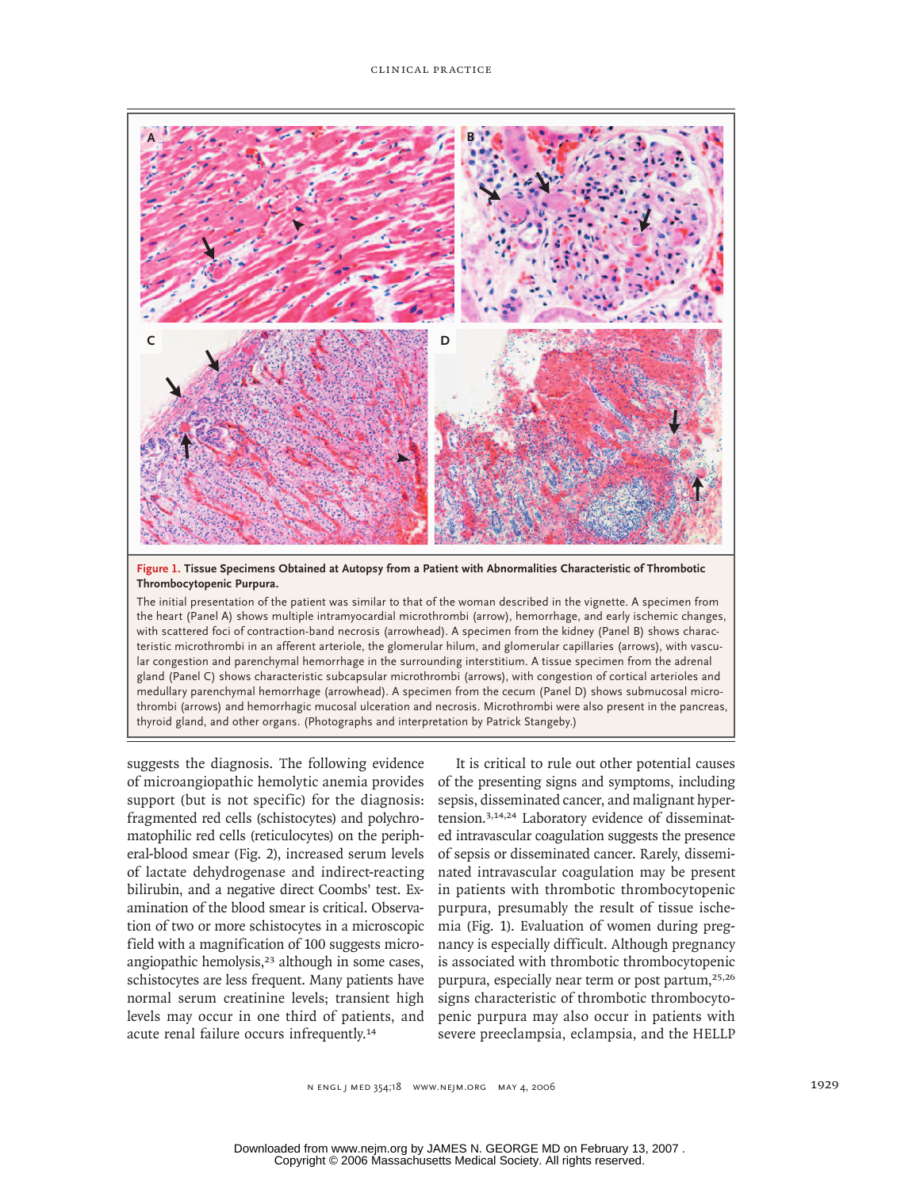**Figure 1. Tissue Specimens Obtained at Autopsy from a Patient with Abnormalities Characteristic of Thrombotic Thrombocytopenic Purpura.**

The initial presentation of the patient was similar to that of the woman described in the vignette. A specimen from the heart (Panel A) shows multiple intramyocardial microthrombi (arrow), hemorrhage, and early ischemic changes, with scattered foci of contraction-band necrosis (arrowhead). A specimen from the kidney (Panel B) shows characteristic microthrombi in an afferent arteriole, the glomerular hilum, and glomerular capillaries (arrows), with vascular congestion and parenchymal hemorrhage in the surrounding interstitium. A tissue specimen from the adrenal gland (Panel C) shows characteristic subcapsular microthrombi (arrows), with congestion of cortical arterioles and medullary parenchymal hemorrhage (arrowhead). A specimen from the cecum (Panel D) shows submucosal microthrombi (arrows) and hemorrhagic mucosal ulceration and necrosis. Microthrombi were also present in the pancreas, thyroid gland, and other organs. (Photographs and interpretation by Patrick Stangeby.)

suggests the diagnosis. The following evidence of microangiopathic hemolytic anemia provides support (but is not specific) for the diagnosis: fragmented red cells (schistocytes) and polychromatophilic red cells (reticulocytes) on the peripheral-blood smear (Fig. 2), increased serum levels of lactate dehydrogenase and indirect-reacting bilirubin, and a negative direct Coombs' test. Examination of the blood smear is critical. Observation of two or more schistocytes in a microscopic field with a magnification of 100 suggests microangiopathic hemolysis,[23] although in some cases, schistocytes are less frequent. Many patients have normal serum creatinine levels; transient high levels may occur in one third of patients, and acute renal failure occurs infrequently.[14]

It is critical to rule out other potential causes of the presenting signs and symptoms, including sepsis, disseminated cancer, and malignant hypertension.[3,14,24] Laboratory evidence of disseminated intravascular coagulation suggests the presence of sepsis or disseminated cancer. Rarely, disseminated intravascular coagulation may be present in patients with thrombotic thrombocytopenic purpura, presumably the result of tissue ischemia (Fig. 1). Evaluation of women during pregnancy is especially difficult. Although pregnancy is associated with thrombotic thrombocytopenic purpura, especially near term or post partum,[25,26] signs characteristic of thrombotic thrombocytopenic purpura may also occur in patients with severe preeclampsia, eclampsia, and the HELLP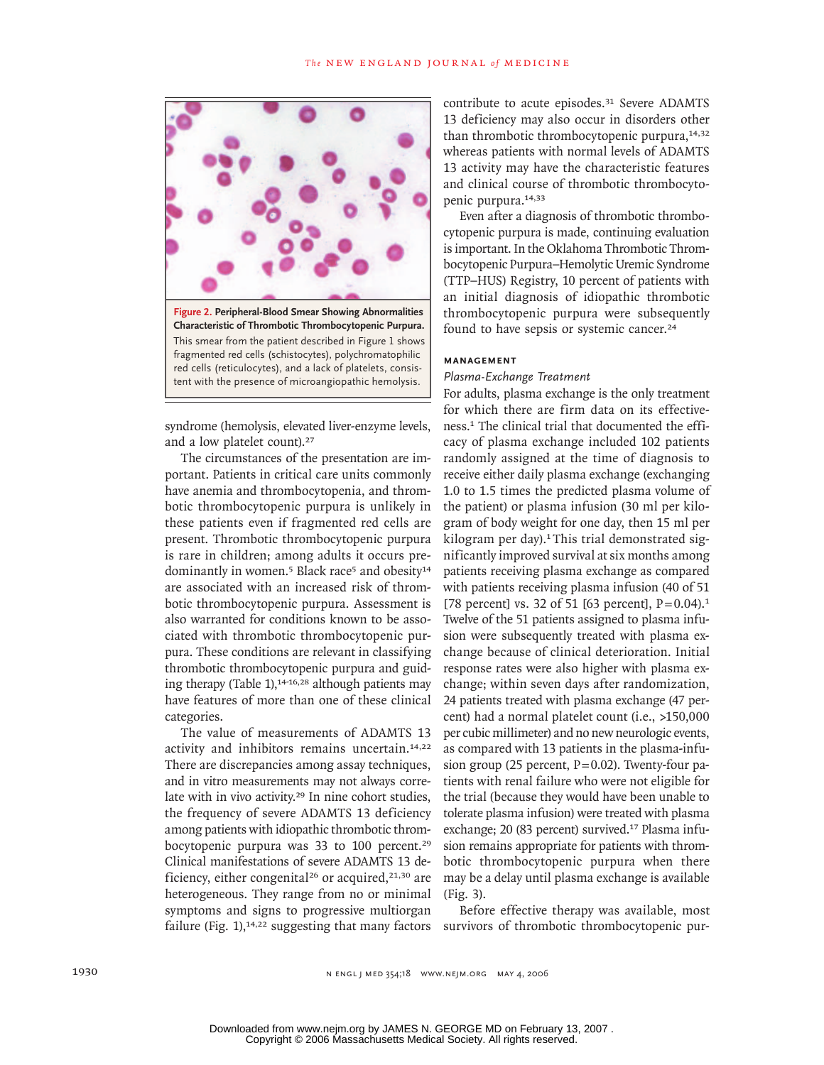Figure 2. **Peripheral-Blood Smear Showing Abnormalities Characteristic of Thrombotic Thrombocytopenic Purpura.** This smear from the patient described in Figure 1 shows fragmented red cells (schistocytes), polychromatophilic red cells (reticulocytes), and a lack of platelets, consistent with the presence of microangiopathic hemolysis.

syndrome (hemolysis, elevated liver-enzyme levels, and a low platelet count).[27]

The circumstances of the presentation are important. Patients in critical care units commonly have anemia and thrombocytopenia, and thrombotic thrombocytopenic purpura is unlikely in these patients even if fragmented red cells are present. Thrombotic thrombocytopenic purpura is rare in children; among adults it occurs predominantly in women.[5] Black race[5] and obesity[14] are associated with an increased risk of thrombotic thrombocytopenic purpura. Assessment is also warranted for conditions known to be associated with thrombotic thrombocytopenic purpura. These conditions are relevant in classifying thrombotic thrombocytopenic purpura and guiding therapy (Table 1),[14-16,28] although patients may have features of more than one of these clinical categories.

The value of measurements of ADAMTS 13 activity and inhibitors remains uncertain.[14,22] There are discrepancies among assay techniques, and in vitro measurements may not always correlate with in vivo activity.[29] In nine cohort studies, the frequency of severe ADAMTS 13 deficiency among patients with idiopathic thrombotic thrombocytopenic purpura was 33 to 100 percent.[29] Clinical manifestations of severe ADAMTS 13 deficiency, either congenital[26] or acquired,[21,30] are heterogeneous. They range from no or minimal symptoms and signs to progressive multiorgan failure (Fig. 1),[14,22] suggesting that many factors contribute to acute episodes.[31] Severe ADAMTS 13 deficiency may also occur in disorders other than thrombotic thrombocytopenic purpura,[14,32] whereas patients with normal levels of ADAMTS 13 activity may have the characteristic features and clinical course of thrombotic thrombocytopenic purpura.[14,33]

Even after a diagnosis of thrombotic thrombocytopenic purpura is made, continuing evaluation is important. In the Oklahoma Thrombotic Thrombocytopenic Purpura–Hemolytic Uremic Syndrome (TTP–HUS) Registry, 10 percent of patients with an initial diagnosis of idiopathic thrombotic thrombocytopenic purpura were subsequently found to have sepsis or systemic cancer.[24]

## MANAGEMENT

### *Plasma-Exchange Treatment*

For adults, plasma exchange is the only treatment for which there are firm data on its effectiveness.[1] The clinical trial that documented the efficacy of plasma exchange included 102 patients randomly assigned at the time of diagnosis to receive either daily plasma exchange (exchanging 1.0 to 1.5 times the predicted plasma volume of the patient) or plasma infusion (30 ml per kilogram of body weight for one day, then 15 ml per kilogram per day).[1] This trial demonstrated significantly improved survival at six months among patients receiving plasma exchange as compared with patients receiving plasma infusion (40 of 51 [78 percent] vs. 32 of 51 [63 percent], $P=0.04$).[1] Twelve of the 51 patients assigned to plasma infusion were subsequently treated with plasma exchange because of clinical deterioration. Initial response rates were also higher with plasma exchange; within seven days after randomization, 24 patients treated with plasma exchange (47 percent) had a normal platelet count (i.e., >150,000 per cubic millimeter) and no new neurologic events, as compared with 13 patients in the plasma-infusion group (25 percent, $P=0.02$). Twenty-four patients with renal failure who were not eligible for the trial (because they would have been unable to tolerate plasma infusion) were treated with plasma exchange; 20 (83 percent) survived.[17] Plasma infusion remains appropriate for patients with thrombotic thrombocytopenic purpura when there may be a delay until plasma exchange is available (Fig. 3).

Before effective therapy was available, most survivors of thrombotic thrombocytopenic pur-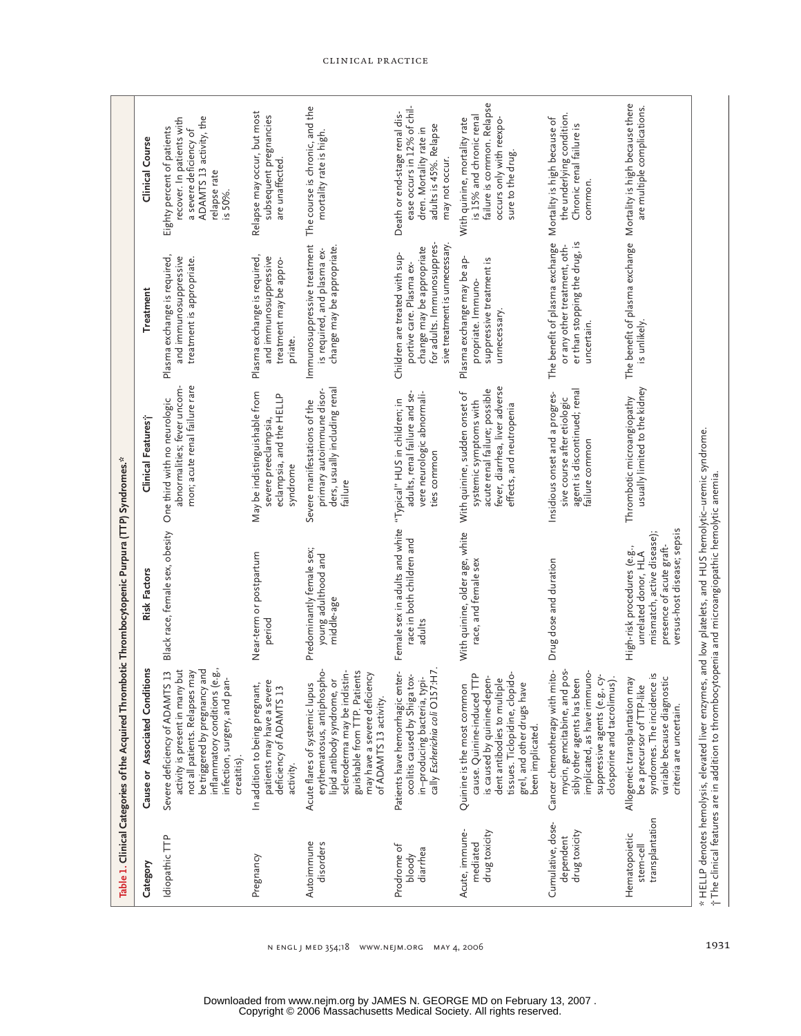**Table 1. Clinical Categories of the Acquired Thrombotic Thrombocytopenic Purpura (TTP) Syndromes.***

| Category | Cause or Associated Conditions | Risk Factors | Clinical Features† | Treatment | Clinical Course |
|---|---|---|---|---|---|
| Idiopathic TTP | Severe deficiency of ADAMTS 13 activity is present in many but not all patients. Relapses may be triggered by pregnancy and inflammatory conditions (e.g., infection, surgery, and pancreatitis). | Black race, female sex, obesity | One third with no neurologic abnormalities; fever uncommon; acute renal failure rare | Plasma exchange is required, and immunosuppressive treatment is appropriate. | Eighty percent of patients recover. In patients with a severe deficiency of ADAMTS 13 activity, the relapse rate is 50%. |
| Pregnancy | In addition to being pregnant, patients may have a severe deficiency of ADAMTS 13 activity. | Near-term or postpartum period | May be indistinguishable from severe preeclampsia, eclampsia, and the HELLP syndrome | Plasma exchange is required, and immunosuppressive treatment may be appropriate. | Relapse may occur, but most subsequent pregnancies are unaffected. |
| Autoimmune disorders | Acute flares of systemic lupus erythematosus, antiphospholipid antibody syndrome, or scleroderma may be indistinguishable from TTP. Patients may have a severe deficiency of ADAMTS 13 activity. | Predominantly female sex; young adulthood and middle-age | Severe manifestations of the primary autoimmune disorders, usually including renal failure | Immunosuppressive treatment is required, and plasma exchange may be appropriate. | The course is chronic, and the mortality rate is high. |
| Prodrome of bloody diarrhea | Patients have hemorrhagic enterocolitis caused by Shiga toxin–producing bacteria, typically *Escherichia coli* O157:H7. | Female sex in adults and white race in both children and adults | "Typical" HUS in children; in adults, renal failure and severe neurologic abnormalities common | Children are treated with supportive care. Plasma exchange may be appropriate for adults. Immunosuppressive treatment is unnecessary. | Death or end-stage renal disease occurs in 12% of children. Mortality rate in adults is 45%. Relapse may not occur. |
| Acute, immune-mediated drug toxicity | Quinine is the most common cause. Quinine-induced TTP is caused by quinine-dependent antibodies to multiple tissues. Ticlopidine, clopidogrel, and other drugs have been implicated. | With quinine, older age, white race, and female sex | With quinine, sudden onset of systemic symptoms with acute renal failure; possible fever, diarrhea, liver adverse effects, and neutropenia | Plasma exchange may be appropriate. Immunosuppressive treatment is unnecessary. | With quinine, mortality rate is 15% and chronic renal failure is common. Relapse occurs only with reexposure to the drug. |
| Cumulative, dose-dependent drug toxicity | Cancer chemotherapy with mitomycin, gemcitabine, and possibly other agents has been implicated, as have immunosuppressive agents (e.g., cyclosporine and tacrolimus). | Drug dose and duration | Insidious onset and a progressive course after etiologic agent is discontinued; renal failure common | The benefit of plasma exchange or any other treatment, other than stopping the drug, is uncertain. | Mortality is high because of the underlying condition. Chronic renal failure is common. |
| Hematopoietic stem-cell transplantation | Allogeneic transplantation may be a precursor of TTP-like syndromes. The incidence is variable because diagnostic criteria are uncertain. | High-risk procedures (e.g., unrelated donor, HLA mismatch, active disease); presence of acute graft-versus-host disease; sepsis | Thrombotic microangiopathy usually limited to the kidney | The benefit of plasma exchange is unlikely. | Mortality is high because there are multiple complications. |

\* HELLP denotes hemolysis, elevated liver enzymes, and low platelets, and HUS hemolytic–uremic syndrome.
† The clinical features are in addition to thrombocytopenia and microangiopathic hemolytic anemia.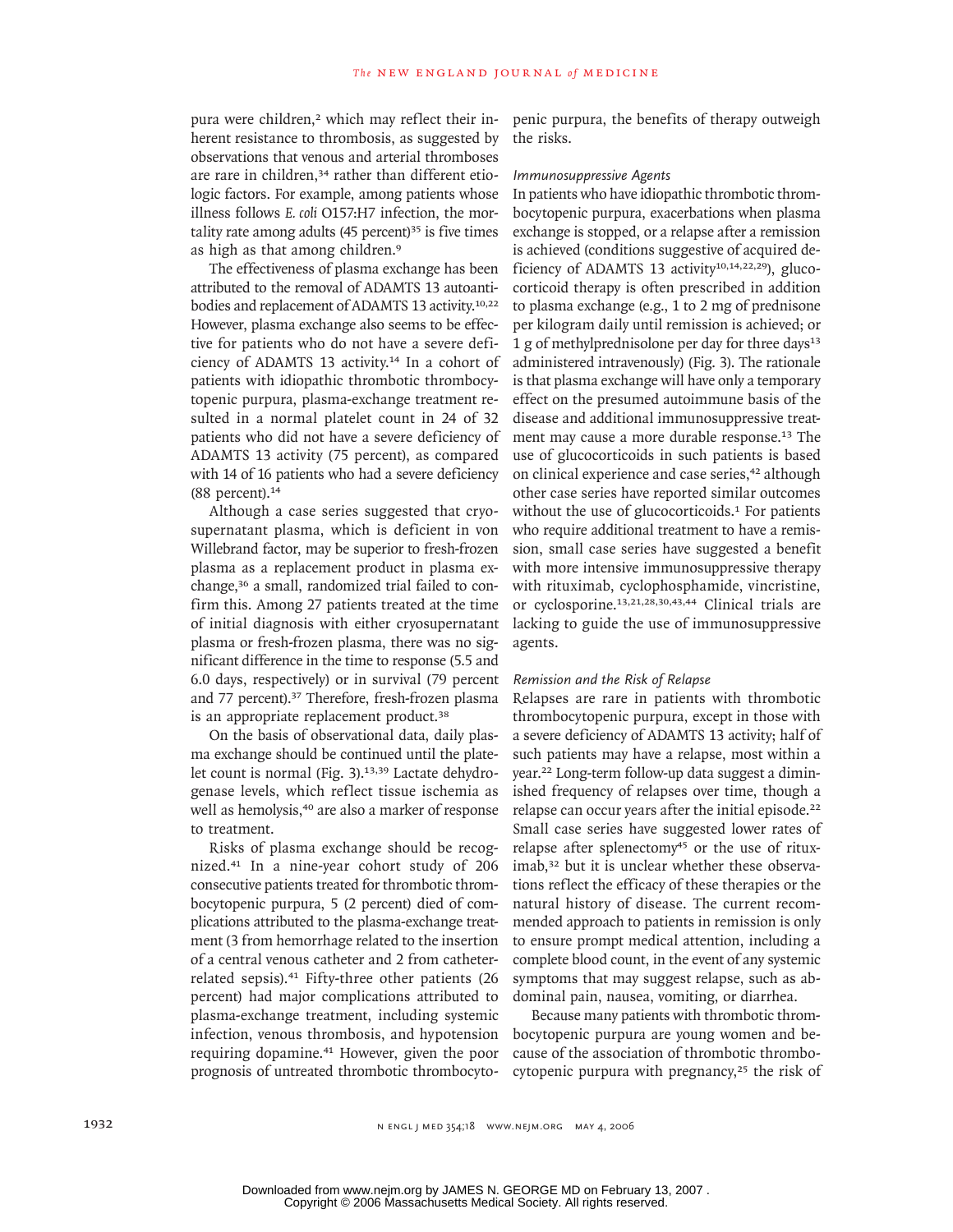pura were children,[2] which may reflect their inherent resistance to thrombosis, as suggested by observations that venous and arterial thromboses are rare in children,[34] rather than different etiologic factors. For example, among patients whose illness follows *E. coli* O157:H7 infection, the mortality rate among adults (45 percent)[35] is five times as high as that among children.[9]

The effectiveness of plasma exchange has been attributed to the removal of ADAMTS 13 autoantibodies and replacement of ADAMTS 13 activity.[10,22] However, plasma exchange also seems to be effective for patients who do not have a severe deficiency of ADAMTS 13 activity.[14] In a cohort of patients with idiopathic thrombotic thrombocytopenic purpura, plasma-exchange treatment resulted in a normal platelet count in 24 of 32 patients who did not have a severe deficiency of ADAMTS 13 activity (75 percent), as compared with 14 of 16 patients who had a severe deficiency (88 percent).[14]

Although a case series suggested that cryosupernatant plasma, which is deficient in von Willebrand factor, may be superior to fresh-frozen plasma as a replacement product in plasma exchange,[36] a small, randomized trial failed to confirm this. Among 27 patients treated at the time of initial diagnosis with either cryosupernatant plasma or fresh-frozen plasma, there was no significant difference in the time to response (5.5 and 6.0 days, respectively) or in survival (79 percent and 77 percent).[37] Therefore, fresh-frozen plasma is an appropriate replacement product.[38]

On the basis of observational data, daily plasma exchange should be continued until the platelet count is normal (Fig. 3).[13,39] Lactate dehydrogenase levels, which reflect tissue ischemia as well as hemolysis,[40] are also a marker of response to treatment.

Risks of plasma exchange should be recognized.[41] In a nine-year cohort study of 206 consecutive patients treated for thrombotic thrombocytopenic purpura, 5 (2 percent) died of complications attributed to the plasma-exchange treatment (3 from hemorrhage related to the insertion of a central venous catheter and 2 from catheter-related sepsis).[41] Fifty-three other patients (26 percent) had major complications attributed to plasma-exchange treatment, including systemic infection, venous thrombosis, and hypotension requiring dopamine.[41] However, given the poor prognosis of untreated thrombotic thrombocytopenic purpura, the benefits of therapy outweigh the risks.

### *Immunosuppressive Agents*

In patients who have idiopathic thrombotic thrombocytopenic purpura, exacerbations when plasma exchange is stopped, or a relapse after a remission is achieved (conditions suggestive of acquired deficiency of ADAMTS 13 activity[10,14,22,29]), glucocorticoid therapy is often prescribed in addition to plasma exchange (e.g., 1 to 2 mg of prednisone per kilogram daily until remission is achieved; or 1 g of methylprednisolone per day for three days[13] administered intravenously) (Fig. 3). The rationale is that plasma exchange will have only a temporary effect on the presumed autoimmune basis of the disease and additional immunosuppressive treatment may cause a more durable response.[13] The use of glucocorticoids in such patients is based on clinical experience and case series,[42] although other case series have reported similar outcomes without the use of glucocorticoids.[1] For patients who require additional treatment to have a remission, small case series have suggested a benefit with more intensive immunosuppressive therapy with rituximab, cyclophosphamide, vincristine, or cyclosporine.[13,21,28,30,43,44] Clinical trials are lacking to guide the use of immunosuppressive agents.

### *Remission and the Risk of Relapse*

Relapses are rare in patients with thrombotic thrombocytopenic purpura, except in those with a severe deficiency of ADAMTS 13 activity; half of such patients may have a relapse, most within a year.[22] Long-term follow-up data suggest a diminished frequency of relapses over time, though a relapse can occur years after the initial episode.[22] Small case series have suggested lower rates of relapse after splenectomy[45] or the use of rituximab,[32] but it is unclear whether these observations reflect the efficacy of these therapies or the natural history of disease. The current recommended approach to patients in remission is only to ensure prompt medical attention, including a complete blood count, in the event of any systemic symptoms that may suggest relapse, such as abdominal pain, nausea, vomiting, or diarrhea.

Because many patients with thrombotic thrombocytopenic purpura are young women and because of the association of thrombotic thrombocytopenic purpura with pregnancy,[25] the risk of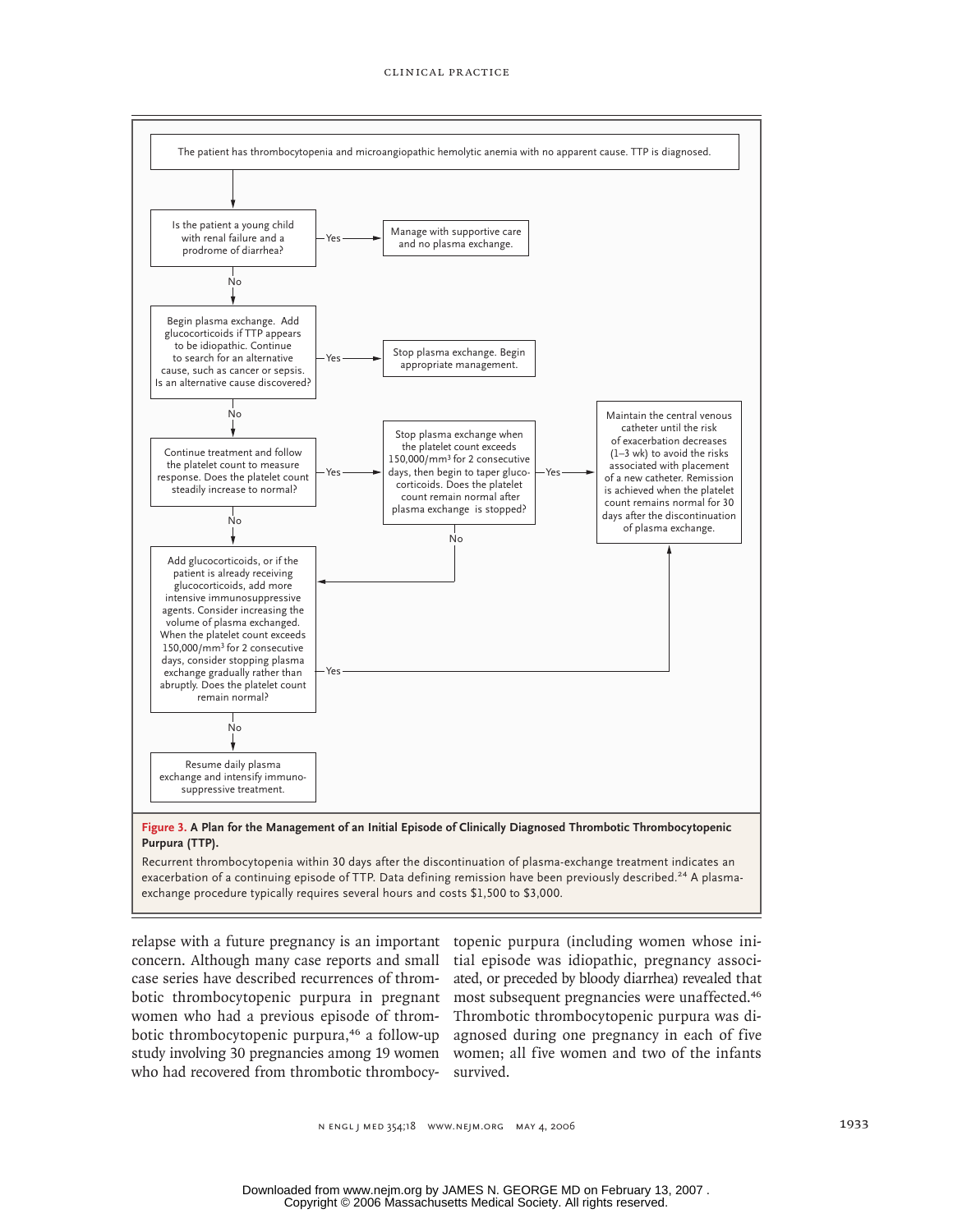The patient has thrombocytopenia and microangiopathic hemolytic anemia with no apparent cause. TTP is diagnosed.

Is the patient a young child with renal failure and a prodrome of diarrhea?

- Yes → Manage with supportive care and no plasma exchange.
- No → Begin plasma exchange. Add glucocorticoids if TTP appears to be idiopathic. Continue to search for an alternative cause, such as cancer or sepsis. Is an alternative cause discovered?
  - Yes → Stop plasma exchange. Begin appropriate management.
  - No → Continue treatment and follow the platelet count to measure response. Does the platelet count steadily increase to normal?
    - Yes → Stop plasma exchange when the platelet count exceeds 150,000/mm³ for 2 consecutive days, then begin to taper glucocorticoids. Does the platelet count remain normal after plasma exchange is stopped?
      - Yes → Maintain the central venous catheter until the risk of exacerbation decreases (1–3 wk) to avoid the risks associated with placement of a new catheter. Remission is achieved when the platelet count remains normal for 30 days after the discontinuation of plasma exchange.
      - No → (go to next step below)
    - No → Add glucocorticoids, or if the patient is already receiving glucocorticoids, add more intensive immunosuppressive agents. Consider increasing the volume of plasma exchanged. When the platelet count exceeds 150,000/mm³ for 2 consecutive days, consider stopping plasma exchange gradually rather than abruptly. Does the platelet count remain normal?
      - Yes → Maintain the central venous catheter until the risk of exacerbation decreases (1–3 wk) to avoid the risks associated with placement of a new catheter. Remission is achieved when the platelet count remains normal for 30 days after the discontinuation of plasma exchange.
      - No → Resume daily plasma exchange and intensify immunosuppressive treatment.

**Figure 3. A Plan for the Management of an Initial Episode of Clinically Diagnosed Thrombotic Thrombocytopenic Purpura (TTP).**

Recurrent thrombocytopenia within 30 days after the discontinuation of plasma-exchange treatment indicates an exacerbation of a continuing episode of TTP. Data defining remission have been previously described.[24] A plasma-exchange procedure typically requires several hours and costs $1,500 to $3,000.

relapse with a future pregnancy is an important concern. Although many case reports and small case series have described recurrences of thrombotic thrombocytopenic purpura in pregnant women who had a previous episode of thrombotic thrombocytopenic purpura,[46] a follow-up study involving 30 pregnancies among 19 women who had recovered from thrombotic thrombocytopenic purpura (including women whose initial episode was idiopathic, pregnancy associated, or preceded by bloody diarrhea) revealed that most subsequent pregnancies were unaffected.[46] Thrombotic thrombocytopenic purpura was diagnosed during one pregnancy in each of five women; all five women and two of the infants survived.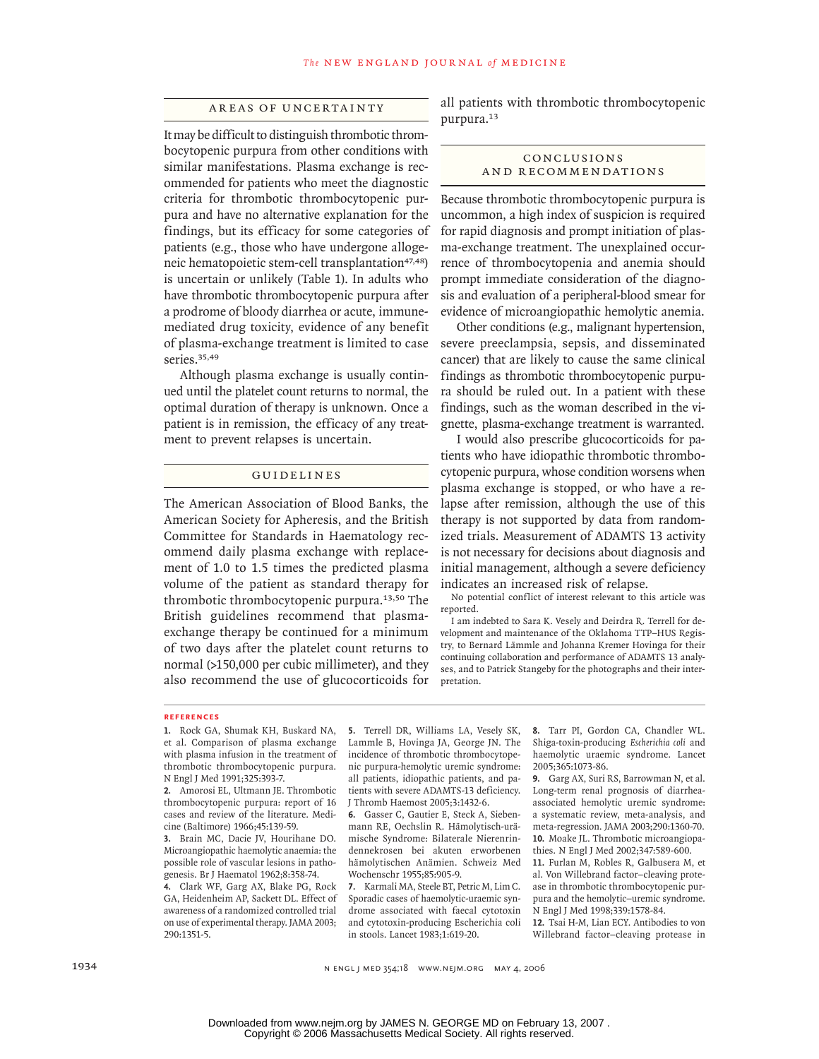## AREAS OF UNCERTAINTY

It may be difficult to distinguish thrombotic thrombocytopenic purpura from other conditions with similar manifestations. Plasma exchange is recommended for patients who meet the diagnostic criteria for thrombotic thrombocytopenic purpura and have no alternative explanation for the findings, but its efficacy for some categories of patients (e.g., those who have undergone allogeneic hematopoietic stem-cell transplantation[47,48]) is uncertain or unlikely (Table 1). In adults who have thrombotic thrombocytopenic purpura after a prodrome of bloody diarrhea or acute, immune-mediated drug toxicity, evidence of any benefit of plasma-exchange treatment is limited to case series.[35,49]

Although plasma exchange is usually continued until the platelet count returns to normal, the optimal duration of therapy is unknown. Once a patient is in remission, the efficacy of any treatment to prevent relapses is uncertain.

## GUIDELINES

The American Association of Blood Banks, the American Society for Apheresis, and the British Committee for Standards in Haematology recommend daily plasma exchange with replacement of 1.0 to 1.5 times the predicted plasma volume of the patient as standard therapy for thrombotic thrombocytopenic purpura.[13,50] The British guidelines recommend that plasma-exchange therapy be continued for a minimum of two days after the platelet count returns to normal (>150,000 per cubic millimeter), and they also recommend the use of glucocorticoids for all patients with thrombotic thrombocytopenic purpura.[13]

## CONCLUSIONS AND RECOMMENDATIONS

Because thrombotic thrombocytopenic purpura is uncommon, a high index of suspicion is required for rapid diagnosis and prompt initiation of plasma-exchange treatment. The unexplained occurrence of thrombocytopenia and anemia should prompt immediate consideration of the diagnosis and evaluation of a peripheral-blood smear for evidence of microangiopathic hemolytic anemia.

Other conditions (e.g., malignant hypertension, severe preeclampsia, sepsis, and disseminated cancer) that are likely to cause the same clinical findings as thrombotic thrombocytopenic purpura should be ruled out. In a patient with these findings, such as the woman described in the vignette, plasma-exchange treatment is warranted.

I would also prescribe glucocorticoids for patients who have idiopathic thrombotic thrombocytopenic purpura, whose condition worsens when plasma exchange is stopped, or who have a relapse after remission, although the use of this therapy is not supported by data from randomized trials. Measurement of ADAMTS 13 activity is not necessary for decisions about diagnosis and initial management, although a severe deficiency indicates an increased risk of relapse.

No potential conflict of interest relevant to this article was reported.

I am indebted to Sara K. Vesely and Deirdra R. Terrell for development and maintenance of the Oklahoma TTP–HUS Registry, to Bernard Lämmle and Johanna Kremer Hovinga for their continuing collaboration and performance of ADAMTS 13 analyses, and to Patrick Stangeby for the photographs and their interpretation.

## REFERENCES

1. Rock GA, Shumak KH, Buskard NA, et al. Comparison of plasma exchange with plasma infusion in the treatment of thrombotic thrombocytopenic purpura. N Engl J Med 1991;325:393-7.
2. Amorosi EL, Ultmann JE. Thrombotic thrombocytopenic purpura: report of 16 cases and review of the literature. Medicine (Baltimore) 1966;45:139-59.
3. Brain MC, Dacie JV, Hourihane DO. Microangiopathic haemolytic anaemia: the possible role of vascular lesions in pathogenesis. Br J Haematol 1962;8:358-74.
4. Clark WF, Garg AX, Blake PG, Rock GA, Heidenheim AP, Sackett DL. Effect of awareness of a randomized controlled trial on use of experimental therapy. JAMA 2003;290:1351-5.
5. Terrell DR, Williams LA, Vesely SK, Lammle B, Hovinga JA, George JN. The incidence of thrombotic thrombocytopenic purpura-hemolytic uremic syndrome: all patients, idiopathic patients, and patients with severe ADAMTS-13 deficiency. J Thromb Haemost 2005;3:1432-6.
6. Gasser C, Gautier E, Steck A, Siebenmann RE, Oechslin R. Hämolytisch-urämische Syndrome: Bilaterale Nierenrindennekrosen bei akuten erworbenen hämolytischen Anämien. Schweiz Med Wochenschr 1955;85:905-9.
7. Karmali MA, Steele BT, Petric M, Lim C. Sporadic cases of haemolytic-uraemic syndrome associated with faecal cytotoxin and cytotoxin-producing Escherichia coli in stools. Lancet 1983;1:619-20.
8. Tarr PI, Gordon CA, Chandler WL. Shiga-toxin-producing *Escherichia coli* and haemolytic uraemic syndrome. Lancet 2005;365:1073-86.
9. Garg AX, Suri RS, Barrowman N, et al. Long-term renal prognosis of diarrhea-associated hemolytic uremic syndrome: a systematic review, meta-analysis, and meta-regression. JAMA 2003;290:1360-70.
10. Moake JL. Thrombotic microangiopathies. N Engl J Med 2002;347:589-600.
11. Furlan M, Robles R, Galbusera M, et al. Von Willebrand factor–cleaving protease in thrombotic thrombocytopenic purpura and the hemolytic–uremic syndrome. N Engl J Med 1998;339:1578-84.
12. Tsai H-M, Lian ECY. Antibodies to von Willebrand factor–cleaving protease in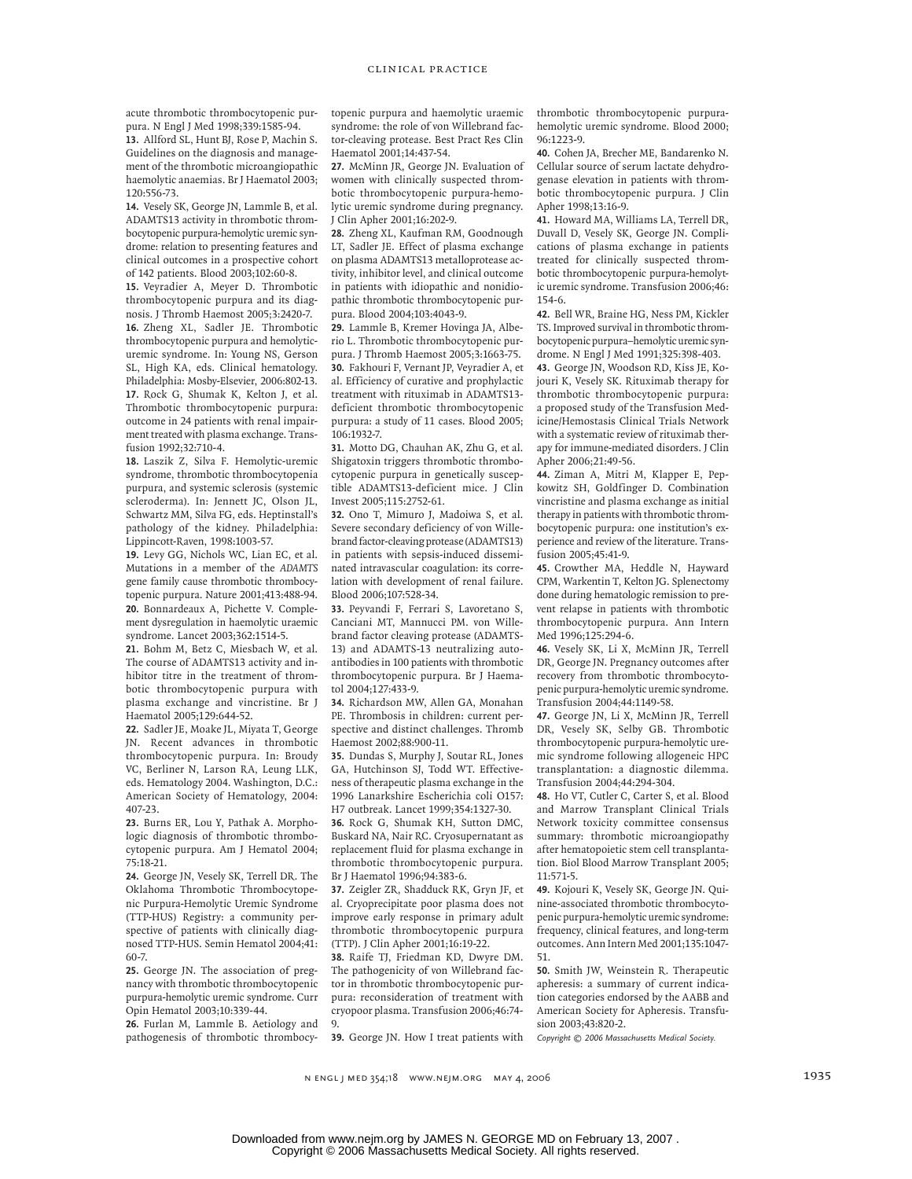acute thrombotic thrombocytopenic purpura. N Engl J Med 1998;339:1585-94.

**13.** Allford SL, Hunt BJ, Rose P, Machin S. Guidelines on the diagnosis and management of the thrombotic microangiopathic haemolytic anaemias. Br J Haematol 2003; 120:556-73.

**14.** Vesely SK, George JN, Lammle B, et al. ADAMTS13 activity in thrombotic thrombocytopenic purpura-hemolytic uremic syndrome: relation to presenting features and clinical outcomes in a prospective cohort of 142 patients. Blood 2003;102:60-8.

**15.** Veyradier A, Meyer D. Thrombotic thrombocytopenic purpura and its diagnosis. J Thromb Haemost 2005;3:2420-7.

**16.** Zheng XL, Sadler JE. Thrombotic thrombocytopenic purpura and hemolytic-uremic syndrome. In: Young NS, Gerson SL, High KA, eds. Clinical hematology. Philadelphia: Mosby-Elsevier, 2006:802-13.

**17.** Rock G, Shumak K, Kelton J, et al. Thrombotic thrombocytopenic purpura: outcome in 24 patients with renal impairment treated with plasma exchange. Transfusion 1992;32:710-4.

**18.** Laszik Z, Silva F. Hemolytic-uremic syndrome, thrombotic thrombocytopenia purpura, and systemic sclerosis (systemic scleroderma). In: Jennett JC, Olson JL, Schwartz MM, Silva FG, eds. Heptinstall's pathology of the kidney. Philadelphia: Lippincott-Raven, 1998:1003-57.

**19.** Levy GG, Nichols WC, Lian EC, et al. Mutations in a member of the *ADAMTS* gene family cause thrombotic thrombocytopenic purpura. Nature 2001;413:488-94.

**20.** Bonnardeaux A, Pichette V. Complement dysregulation in haemolytic uraemic syndrome. Lancet 2003;362:1514-5.

**21.** Bohm M, Betz C, Miesbach W, et al. The course of ADAMTS13 activity and inhibitor titre in the treatment of thrombotic thrombocytopenic purpura with plasma exchange and vincristine. Br J Haematol 2005;129:644-52.

**22.** Sadler JE, Moake JL, Miyata T, George JN. Recent advances in thrombotic thrombocytopenic purpura. In: Broudy VC, Berliner N, Larson RA, Leung LLK, eds. Hematology 2004. Washington, D.C.: American Society of Hematology, 2004: 407-23.

**23.** Burns ER, Lou Y, Pathak A. Morphologic diagnosis of thrombotic thrombocytopenic purpura. Am J Hematol 2004; 75:18-21.

**24.** George JN, Vesely SK, Terrell DR. The Oklahoma Thrombotic Thrombocytopenic Purpura-Hemolytic Uremic Syndrome (TTP-HUS) Registry: a community perspective of patients with clinically diagnosed TTP-HUS. Semin Hematol 2004;41: 60-7.

**25.** George JN. The association of pregnancy with thrombotic thrombocytopenic purpura-hemolytic uremic syndrome. Curr Opin Hematol 2003;10:339-44.

**26.** Furlan M, Lammle B. Aetiology and pathogenesis of thrombotic thrombocytopenic purpura and haemolytic uraemic syndrome: the role of von Willebrand factor-cleaving protease. Best Pract Res Clin Haematol 2001;14:437-54.

**27.** McMinn JR, George JN. Evaluation of women with clinically suspected thrombotic thrombocytopenic purpura-hemolytic uremic syndrome during pregnancy. J Clin Apher 2001;16:202-9.

**28.** Zheng XL, Kaufman RM, Goodnough LT, Sadler JE. Effect of plasma exchange on plasma ADAMTS13 metalloprotease activity, inhibitor level, and clinical outcome in patients with idiopathic and nonidiopathic thrombotic thrombocytopenic purpura. Blood 2004;103:4043-9.

**29.** Lammle B, Kremer Hovinga JA, Alberio L. Thrombotic thrombocytopenic purpura. J Thromb Haemost 2005;3:1663-75.

**30.** Fakhouri F, Vernant JP, Veyradier A, et al. Efficiency of curative and prophylactic treatment with rituximab in ADAMTS13-deficient thrombotic thrombocytopenic purpura: a study of 11 cases. Blood 2005; 106:1932-7.

**31.** Motto DG, Chauhan AK, Zhu G, et al. Shigatoxin triggers thrombotic thrombocytopenic purpura in genetically susceptible ADAMTS13-deficient mice. J Clin Invest 2005;115:2752-61.

**32.** Ono T, Mimuro J, Madoiwa S, et al. Severe secondary deficiency of von Willebrand factor-cleaving protease (ADAMTS13) in patients with sepsis-induced disseminated intravascular coagulation: its correlation with development of renal failure. Blood 2006;107:528-34.

**33.** Peyvandi F, Ferrari S, Lavoretano S, Canciani MT, Mannucci PM. von Willebrand factor cleaving protease (ADAMTS-13) and ADAMTS-13 neutralizing autoantibodies in 100 patients with thrombotic thrombocytopenic purpura. Br J Haematol 2004;127:433-9.

**34.** Richardson MW, Allen GA, Monahan PE. Thrombosis in children: current perspective and distinct challenges. Thromb Haemost 2002;88:900-11.

**35.** Dundas S, Murphy J, Soutar RL, Jones GA, Hutchinson SJ, Todd WT. Effectiveness of therapeutic plasma exchange in the 1996 Lanarkshire Escherichia coli O157: H7 outbreak. Lancet 1999;354:1327-30.

**36.** Rock G, Shumak KH, Sutton DMC, Buskard NA, Nair RC. Cryosupernatant as replacement fluid for plasma exchange in thrombotic thrombocytopenic purpura. Br J Haematol 1996;94:383-6.

**37.** Zeigler ZR, Shadduck RK, Gryn JF, et al. Cryoprecipitate poor plasma does not improve early response in primary adult thrombotic thrombocytopenic purpura (TTP). J Clin Apher 2001;16:19-22.

**38.** Raife TJ, Friedman KD, Dwyre DM. The pathogenicity of von Willebrand factor in thrombotic thrombocytopenic purpura: reconsideration of treatment with cryopoor plasma. Transfusion 2006;46:74-9.

**39.** George JN. How I treat patients with thrombotic thrombocytopenic purpura-hemolytic uremic syndrome. Blood 2000; 96:1223-9.

**40.** Cohen JA, Brecher ME, Bandarenko N. Cellular source of serum lactate dehydrogenase elevation in patients with thrombotic thrombocytopenic purpura. J Clin Apher 1998;13:16-9.

**41.** Howard MA, Williams LA, Terrell DR, Duvall D, Vesely SK, George JN. Complications of plasma exchange in patients treated for clinically suspected thrombotic thrombocytopenic purpura-hemolytic uremic syndrome. Transfusion 2006;46: 154-6.

**42.** Bell WR, Braine HG, Ness PM, Kickler TS. Improved survival in thrombotic thrombocytopenic purpura–hemolytic uremic syndrome. N Engl J Med 1991;325:398-403.

**43.** George JN, Woodson RD, Kiss JE, Kojouri K, Vesely SK. Rituximab therapy for thrombotic thrombocytopenic purpura: a proposed study of the Transfusion Medicine/Hemostasis Clinical Trials Network with a systematic review of rituximab therapy for immune-mediated disorders. J Clin Apher 2006;21:49-56.

**44.** Ziman A, Mitri M, Klapper E, Pepkowitz SH, Goldfinger D. Combination vincristine and plasma exchange as initial therapy in patients with thrombotic thrombocytopenic purpura: one institution's experience and review of the literature. Transfusion 2005;45:41-9.

**45.** Crowther MA, Heddle N, Hayward CPM, Warkentin T, Kelton JG. Splenectomy done during hematologic remission to prevent relapse in patients with thrombotic thrombocytopenic purpura. Ann Intern Med 1996;125:294-6.

**46.** Vesely SK, Li X, McMinn JR, Terrell DR, George JN. Pregnancy outcomes after recovery from thrombotic thrombocytopenic purpura-hemolytic uremic syndrome. Transfusion 2004;44:1149-58.

**47.** George JN, Li X, McMinn JR, Terrell DR, Vesely SK, Selby GB. Thrombotic thrombocytopenic purpura-hemolytic uremic syndrome following allogeneic HPC transplantation: a diagnostic dilemma. Transfusion 2004;44:294-304.

**48.** Ho VT, Cutler C, Carter S, et al. Blood and Marrow Transplant Clinical Trials Network toxicity committee consensus summary: thrombotic microangiopathy after hematopoietic stem cell transplantation. Biol Blood Marrow Transplant 2005; 11:571-5.

**49.** Kojouri K, Vesely SK, George JN. Quinine-associated thrombotic thrombocytopenic purpura-hemolytic uremic syndrome: frequency, clinical features, and long-term outcomes. Ann Intern Med 2001;135:1047-51.

**50.** Smith JW, Weinstein R. Therapeutic apheresis: a summary of current indication categories endorsed by the AABB and American Society for Apheresis. Transfusion 2003;43:820-2.

*Copyright © 2006 Massachusetts Medical Society.*